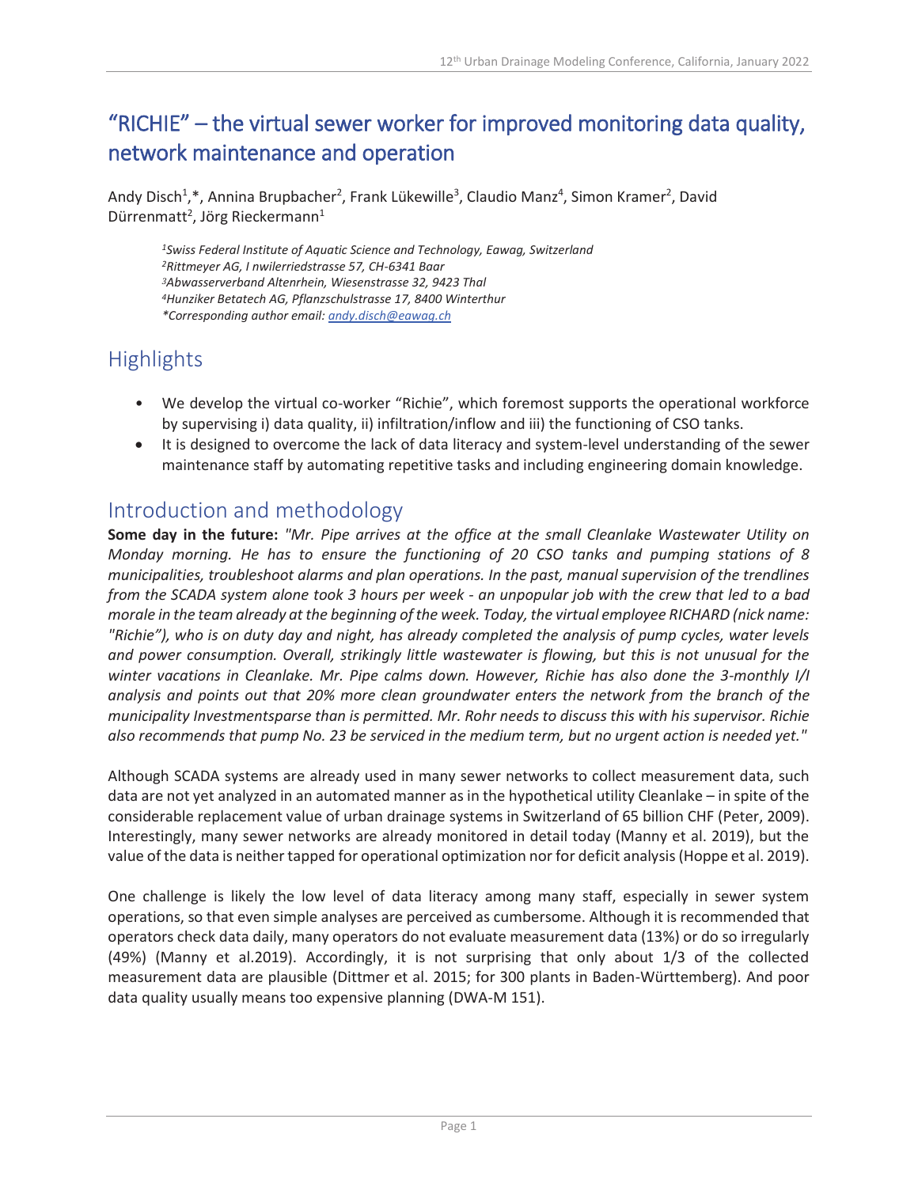# "RICHIE" – the virtual sewer worker for improved monitoring data quality, network maintenance and operation

Andy Disch[1],*, Annina Brupbacher[2], Frank Lükewille[3], Claudio Manz[4], Simon Kramer[2], David Dürrenmatt[2], Jörg Rieckermann[1]

*[1]Swiss Federal Institute of Aquatic Science and Technology, Eawag, Switzerland*
*[2]Rittmeyer AG, I nwilerriedstrasse 57, CH-6341 Baar*
*[3]Abwasserverband Altenrhein, Wiesenstrasse 32, 9423 Thal*
*[4]Hunziker Betatech AG, Pflanzschulstrasse 17, 8400 Winterthur*
*\*Corresponding author email: andy.disch@eawag.ch*

## Highlights

- We develop the virtual co-worker "Richie", which foremost supports the operational workforce by supervising i) data quality, ii) infiltration/inflow and iii) the functioning of CSO tanks.
- It is designed to overcome the lack of data literacy and system-level understanding of the sewer maintenance staff by automating repetitive tasks and including engineering domain knowledge.

## Introduction and methodology

**Some day in the future:** *"Mr. Pipe arrives at the office at the small Cleanlake Wastewater Utility on Monday morning. He has to ensure the functioning of 20 CSO tanks and pumping stations of 8 municipalities, troubleshoot alarms and plan operations. In the past, manual supervision of the trendlines from the SCADA system alone took 3 hours per week - an unpopular job with the crew that led to a bad morale in the team already at the beginning of the week. Today, the virtual employee RICHARD (nick name: "Richie"), who is on duty day and night, has already completed the analysis of pump cycles, water levels and power consumption. Overall, strikingly little wastewater is flowing, but this is not unusual for the winter vacations in Cleanlake. Mr. Pipe calms down. However, Richie has also done the 3-monthly I/I analysis and points out that 20% more clean groundwater enters the network from the branch of the municipality Investmentsparse than is permitted. Mr. Rohr needs to discuss this with his supervisor. Richie also recommends that pump No. 23 be serviced in the medium term, but no urgent action is needed yet."*

Although SCADA systems are already used in many sewer networks to collect measurement data, such data are not yet analyzed in an automated manner as in the hypothetical utility Cleanlake – in spite of the considerable replacement value of urban drainage systems in Switzerland of 65 billion CHF (Peter, 2009). Interestingly, many sewer networks are already monitored in detail today (Manny et al. 2019), but the value of the data is neither tapped for operational optimization nor for deficit analysis (Hoppe et al. 2019).

One challenge is likely the low level of data literacy among many staff, especially in sewer system operations, so that even simple analyses are perceived as cumbersome. Although it is recommended that operators check data daily, many operators do not evaluate measurement data (13%) or do so irregularly (49%) (Manny et al.2019). Accordingly, it is not surprising that only about 1/3 of the collected measurement data are plausible (Dittmer et al. 2015; for 300 plants in Baden-Württemberg). And poor data quality usually means too expensive planning (DWA-M 151).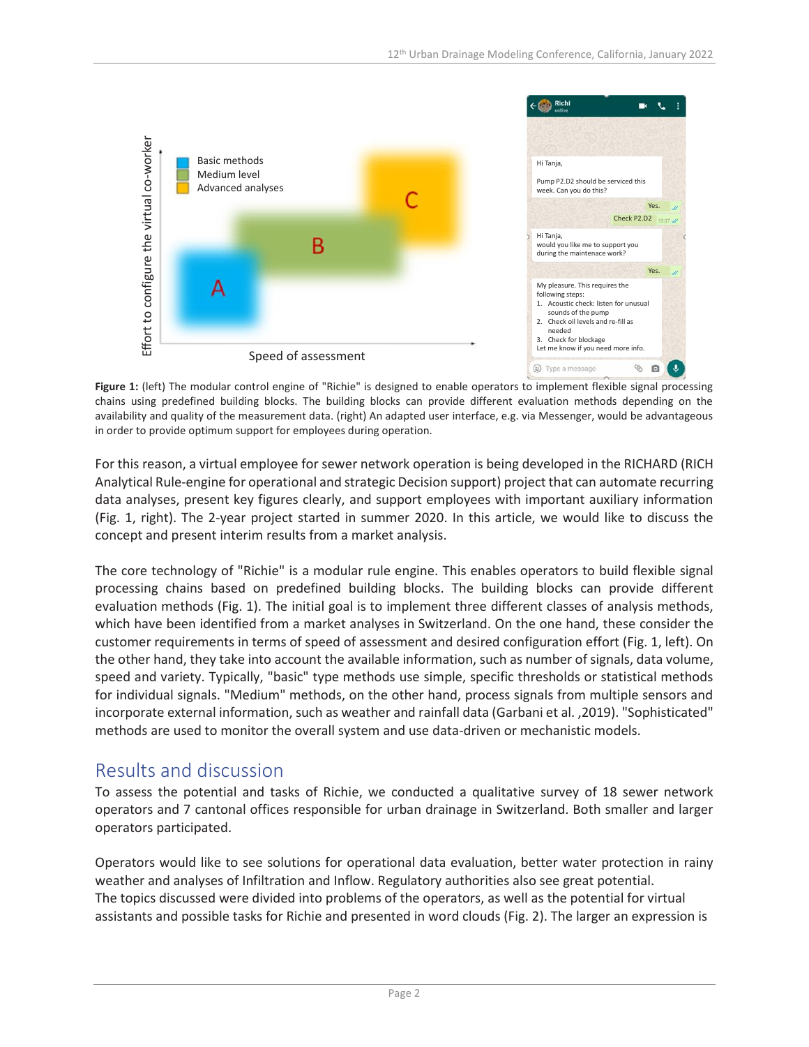**Figure 1:** (left) The modular control engine of "Richie" is designed to enable operators to implement flexible signal processing chains using predefined building blocks. The building blocks can provide different evaluation methods depending on the availability and quality of the measurement data. (right) An adapted user interface, e.g. via Messenger, would be advantageous in order to provide optimum support for employees during operation.

For this reason, a virtual employee for sewer network operation is being developed in the RICHARD (RICH Analytical Rule-engine for operational and strategic Decision support) project that can automate recurring data analyses, present key figures clearly, and support employees with important auxiliary information (Fig. 1, right). The 2-year project started in summer 2020. In this article, we would like to discuss the concept and present interim results from a market analysis.

The core technology of "Richie" is a modular rule engine. This enables operators to build flexible signal processing chains based on predefined building blocks. The building blocks can provide different evaluation methods (Fig. 1). The initial goal is to implement three different classes of analysis methods, which have been identified from a market analyses in Switzerland. On the one hand, these consider the customer requirements in terms of speed of assessment and desired configuration effort (Fig. 1, left). On the other hand, they take into account the available information, such as number of signals, data volume, speed and variety. Typically, "basic" type methods use simple, specific thresholds or statistical methods for individual signals. "Medium" methods, on the other hand, process signals from multiple sensors and incorporate external information, such as weather and rainfall data (Garbani et al. ,2019). "Sophisticated" methods are used to monitor the overall system and use data-driven or mechanistic models.

## Results and discussion

To assess the potential and tasks of Richie, we conducted a qualitative survey of 18 sewer network operators and 7 cantonal offices responsible for urban drainage in Switzerland. Both smaller and larger operators participated.

Operators would like to see solutions for operational data evaluation, better water protection in rainy weather and analyses of Infiltration and Inflow. Regulatory authorities also see great potential.
The topics discussed were divided into problems of the operators, as well as the potential for virtual assistants and possible tasks for Richie and presented in word clouds (Fig. 2). The larger an expression is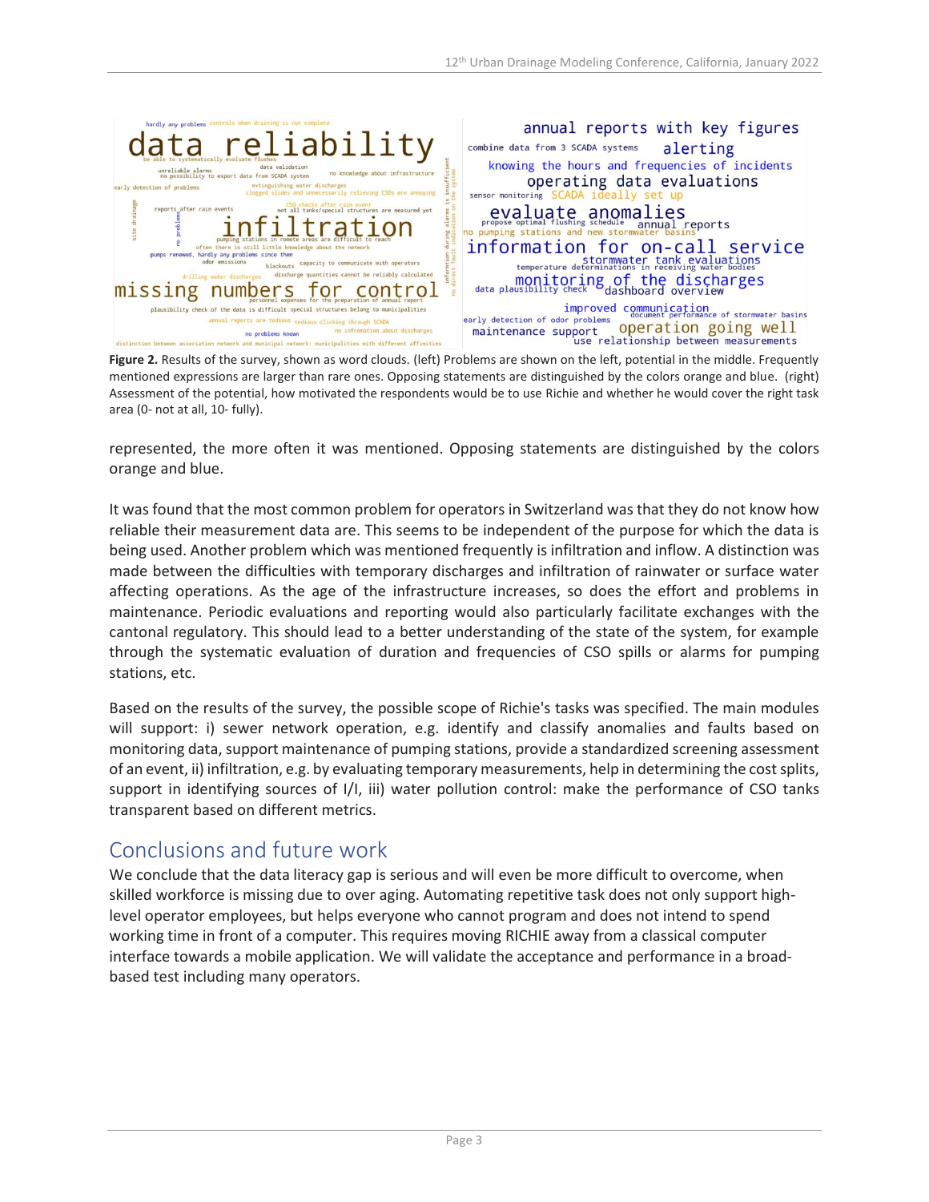**Figure 2.** Results of the survey, shown as word clouds. (left) Problems are shown on the left, potential in the middle. Frequently mentioned expressions are larger than rare ones. Opposing statements are distinguished by the colors orange and blue. (right) Assessment of the potential, how motivated the respondents would be to use Richie and whether he would cover the right task area (0- not at all, 10- fully).

represented, the more often it was mentioned. Opposing statements are distinguished by the colors orange and blue.

It was found that the most common problem for operators in Switzerland was that they do not know how reliable their measurement data are. This seems to be independent of the purpose for which the data is being used. Another problem which was mentioned frequently is infiltration and inflow. A distinction was made between the difficulties with temporary discharges and infiltration of rainwater or surface water affecting operations. As the age of the infrastructure increases, so does the effort and problems in maintenance. Periodic evaluations and reporting would also particularly facilitate exchanges with the cantonal regulatory. This should lead to a better understanding of the state of the system, for example through the systematic evaluation of duration and frequencies of CSO spills or alarms for pumping stations, etc.

Based on the results of the survey, the possible scope of Richie's tasks was specified. The main modules will support: i) sewer network operation, e.g. identify and classify anomalies and faults based on monitoring data, support maintenance of pumping stations, provide a standardized screening assessment of an event, ii) infiltration, e.g. by evaluating temporary measurements, help in determining the cost splits, support in identifying sources of I/I, iii) water pollution control: make the performance of CSO tanks transparent based on different metrics.

## Conclusions and future work

We conclude that the data literacy gap is serious and will even be more difficult to overcome, when skilled workforce is missing due to over aging. Automating repetitive task does not only support high-level operator employees, but helps everyone who cannot program and does not intend to spend working time in front of a computer. This requires moving RICHIE away from a classical computer interface towards a mobile application. We will validate the acceptance and performance in a broad-based test including many operators.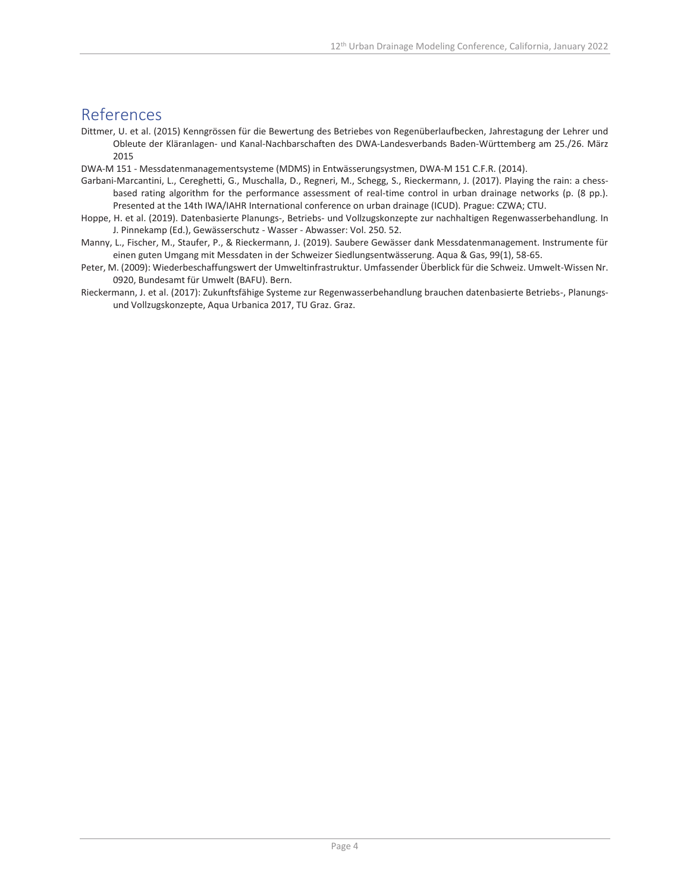# References

Dittmer, U. et al. (2015) Kenngrössen für die Bewertung des Betriebes von Regenüberlaufbecken, Jahrestagung der Lehrer und Obleute der Kläranlagen- und Kanal-Nachbarschaften des DWA-Landesverbands Baden-Württemberg am 25./26. März 2015

DWA-M 151 - Messdatenmanagementsysteme (MDMS) in Entwässerungsystmen, DWA-M 151 C.F.R. (2014).

Garbani-Marcantini, L., Cereghetti, G., Muschalla, D., Regneri, M., Schegg, S., Rieckermann, J. (2017). Playing the rain: a chess-based rating algorithm for the performance assessment of real-time control in urban drainage networks (p. (8 pp.). Presented at the 14th IWA/IAHR International conference on urban drainage (ICUD). Prague: CZWA; CTU.

Hoppe, H. et al. (2019). Datenbasierte Planungs-, Betriebs- und Vollzugskonzepte zur nachhaltigen Regenwasserbehandlung. In J. Pinnekamp (Ed.), Gewässerschutz - Wasser - Abwasser: Vol. 250. 52.

Manny, L., Fischer, M., Staufer, P., & Rieckermann, J. (2019). Saubere Gewässer dank Messdatenmanagement. Instrumente für einen guten Umgang mit Messdaten in der Schweizer Siedlungsentwässerung. Aqua & Gas, 99(1), 58-65.

Peter, M. (2009): Wiederbeschaffungswert der Umweltinfrastruktur. Umfassender Überblick für die Schweiz. Umwelt-Wissen Nr. 0920, Bundesamt für Umwelt (BAFU). Bern.

Rieckermann, J. et al. (2017): Zukunftsfähige Systeme zur Regenwasserbehandlung brauchen datenbasierte Betriebs-, Planungs- und Vollzugskonzepte, Aqua Urbanica 2017, TU Graz. Graz.